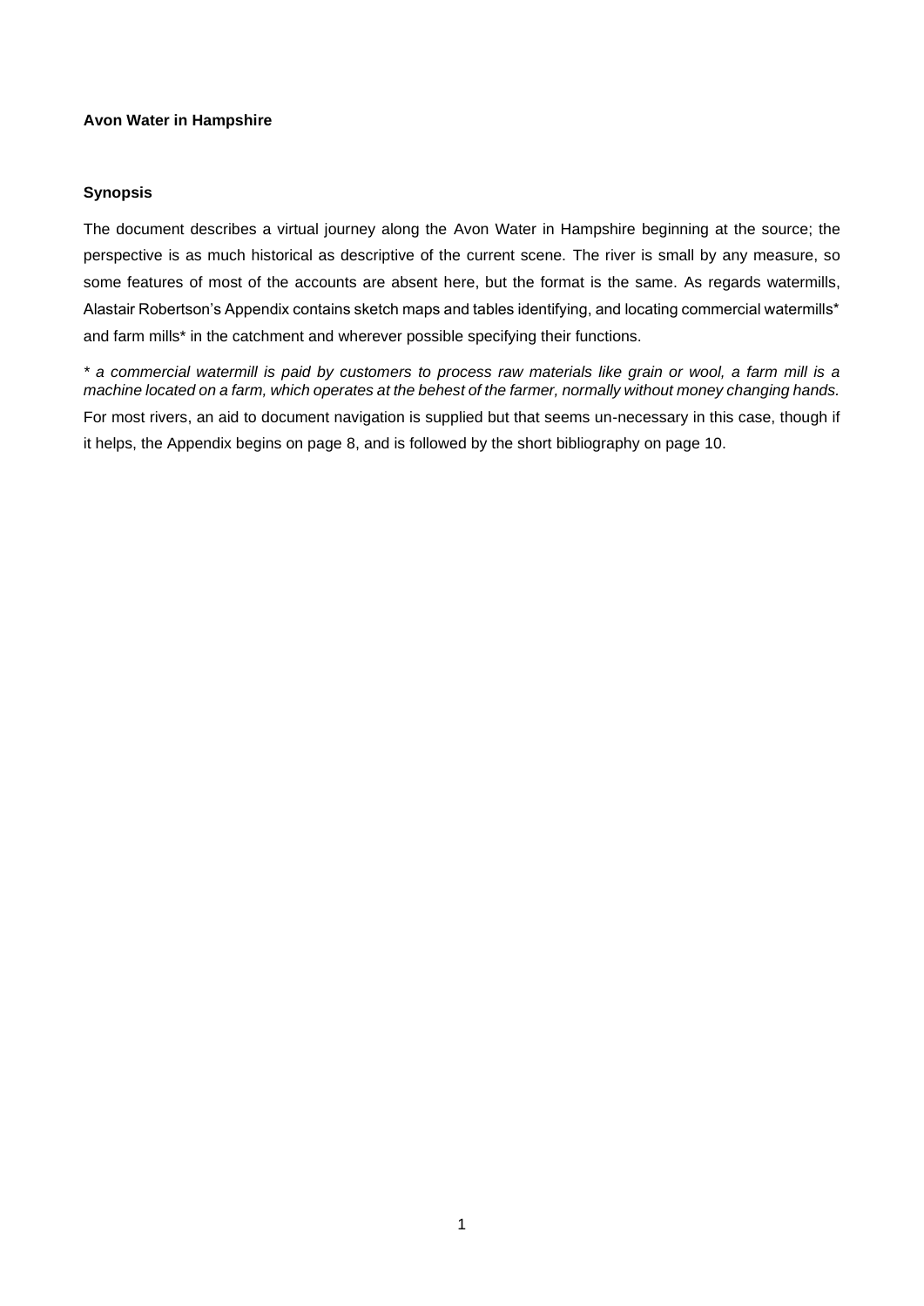**Avon Water in Hampshire**

**Synopsis**

The document describes a virtual journey along the Avon Water in Hampshire beginning at the source; the perspective is as much historical as descriptive of the current scene. The river is small by any measure, so some features of most of the accounts are absent here, but the format is the same. As regards watermills, Alastair Robertson's Appendix contains sketch maps and tables identifying, and locating commercial watermills* and farm mills* in the catchment and wherever possible specifying their functions.

*\* a commercial watermill is paid by customers to process raw materials like grain or wool, a farm mill is a machine located on a farm, which operates at the behest of the farmer, normally without money changing hands.*

For most rivers, an aid to document navigation is supplied but that seems un-necessary in this case, though if it helps, the Appendix begins on page 8, and is followed by the short bibliography on page 10.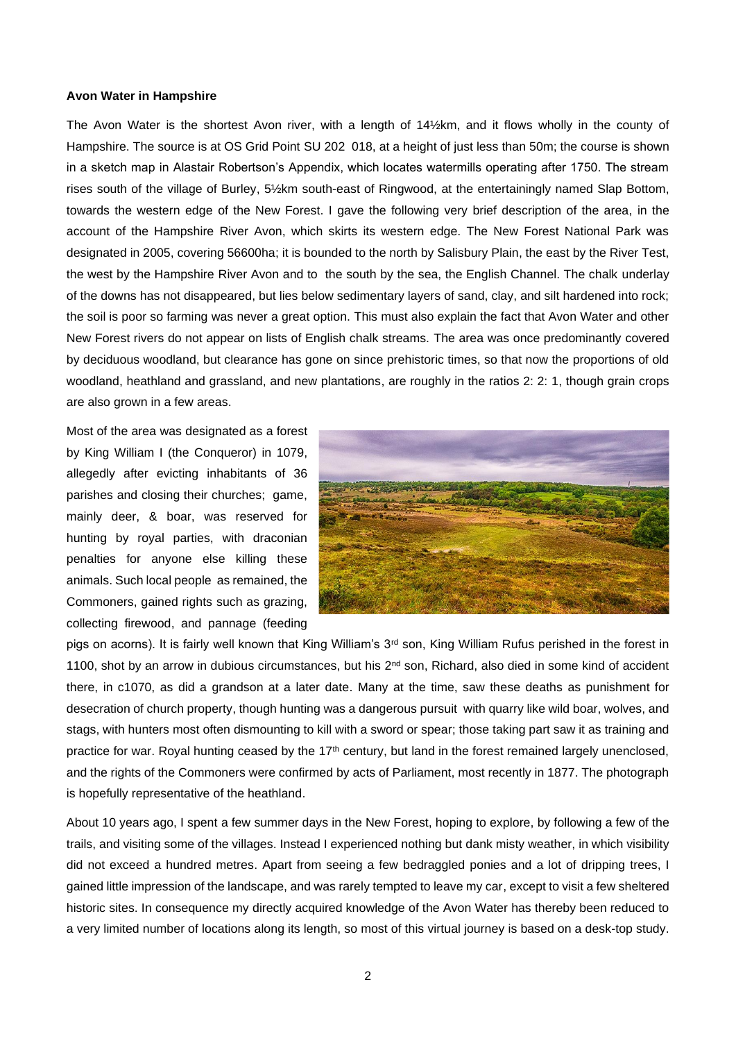**Avon Water in Hampshire**

The Avon Water is the shortest Avon river, with a length of 14½km, and it flows wholly in the county of Hampshire. The source is at OS Grid Point SU 202 018, at a height of just less than 50m; the course is shown in a sketch map in Alastair Robertson's Appendix, which locates watermills operating after 1750. The stream rises south of the village of Burley, 5½km south-east of Ringwood, at the entertainingly named Slap Bottom, towards the western edge of the New Forest. I gave the following very brief description of the area, in the account of the Hampshire River Avon, which skirts its western edge. The New Forest National Park was designated in 2005, covering 56600ha; it is bounded to the north by Salisbury Plain, the east by the River Test, the west by the Hampshire River Avon and to the south by the sea, the English Channel. The chalk underlay of the downs has not disappeared, but lies below sedimentary layers of sand, clay, and silt hardened into rock; the soil is poor so farming was never a great option. This must also explain the fact that Avon Water and other New Forest rivers do not appear on lists of English chalk streams. The area was once predominantly covered by deciduous woodland, but clearance has gone on since prehistoric times, so that now the proportions of old woodland, heathland and grassland, and new plantations, are roughly in the ratios 2: 2: 1, though grain crops are also grown in a few areas.

Most of the area was designated as a forest by King William I (the Conqueror) in 1079, allegedly after evicting inhabitants of 36 parishes and closing their churches; game, mainly deer, & boar, was reserved for hunting by royal parties, with draconian penalties for anyone else killing these animals. Such local people as remained, the Commoners, gained rights such as grazing, collecting firewood, and pannage (feeding pigs on acorns). It is fairly well known that King William's 3rd son, King William Rufus perished in the forest in 1100, shot by an arrow in dubious circumstances, but his 2nd son, Richard, also died in some kind of accident there, in c1070, as did a grandson at a later date. Many at the time, saw these deaths as punishment for desecration of church property, though hunting was a dangerous pursuit with quarry like wild boar, wolves, and stags, with hunters most often dismounting to kill with a sword or spear; those taking part saw it as training and practice for war. Royal hunting ceased by the 17th century, but land in the forest remained largely unenclosed, and the rights of the Commoners were confirmed by acts of Parliament, most recently in 1877. The photograph is hopefully representative of the heathland.

About 10 years ago, I spent a few summer days in the New Forest, hoping to explore, by following a few of the trails, and visiting some of the villages. Instead I experienced nothing but dank misty weather, in which visibility did not exceed a hundred metres. Apart from seeing a few bedraggled ponies and a lot of dripping trees, I gained little impression of the landscape, and was rarely tempted to leave my car, except to visit a few sheltered historic sites. In consequence my directly acquired knowledge of the Avon Water has thereby been reduced to a very limited number of locations along its length, so most of this virtual journey is based on a desk-top study.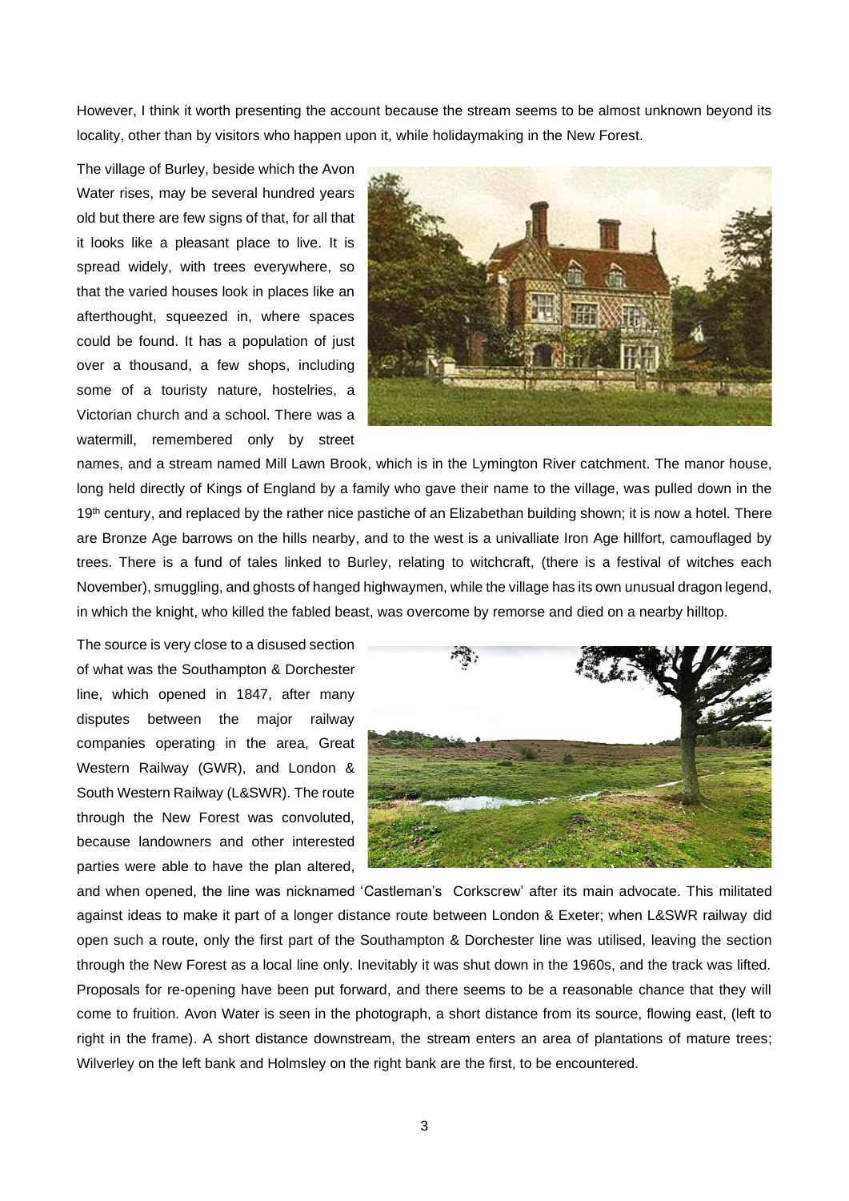However, I think it worth presenting the account because the stream seems to be almost unknown beyond its locality, other than by visitors who happen upon it, while holidaymaking in the New Forest.

The village of Burley, beside which the Avon Water rises, may be several hundred years old but there are few signs of that, for all that it looks like a pleasant place to live. It is spread widely, with trees everywhere, so that the varied houses look in places like an afterthought, squeezed in, where spaces could be found. It has a population of just over a thousand, a few shops, including some of a touristy nature, hostelries, a Victorian church and a school. There was a watermill, remembered only by street names, and a stream named Mill Lawn Brook, which is in the Lymington River catchment. The manor house, long held directly of Kings of England by a family who gave their name to the village, was pulled down in the 19th century, and replaced by the rather nice pastiche of an Elizabethan building shown; it is now a hotel. There are Bronze Age barrows on the hills nearby, and to the west is a univalliate Iron Age hillfort, camouflaged by trees. There is a fund of tales linked to Burley, relating to witchcraft, (there is a festival of witches each November), smuggling, and ghosts of hanged highwaymen, while the village has its own unusual dragon legend, in which the knight, who killed the fabled beast, was overcome by remorse and died on a nearby hilltop.

The source is very close to a disused section of what was the Southampton & Dorchester line, which opened in 1847, after many disputes between the major railway companies operating in the area, Great Western Railway (GWR), and London & South Western Railway (L&SWR). The route through the New Forest was convoluted, because landowners and other interested parties were able to have the plan altered, and when opened, the line was nicknamed 'Castleman's Corkscrew' after its main advocate. This militated against ideas to make it part of a longer distance route between London & Exeter; when L&SWR railway did open such a route, only the first part of the Southampton & Dorchester line was utilised, leaving the section through the New Forest as a local line only. Inevitably it was shut down in the 1960s, and the track was lifted. Proposals for re-opening have been put forward, and there seems to be a reasonable chance that they will come to fruition. Avon Water is seen in the photograph, a short distance from its source, flowing east, (left to right in the frame). A short distance downstream, the stream enters an area of plantations of mature trees; Wilverley on the left bank and Holmsley on the right bank are the first, to be encountered.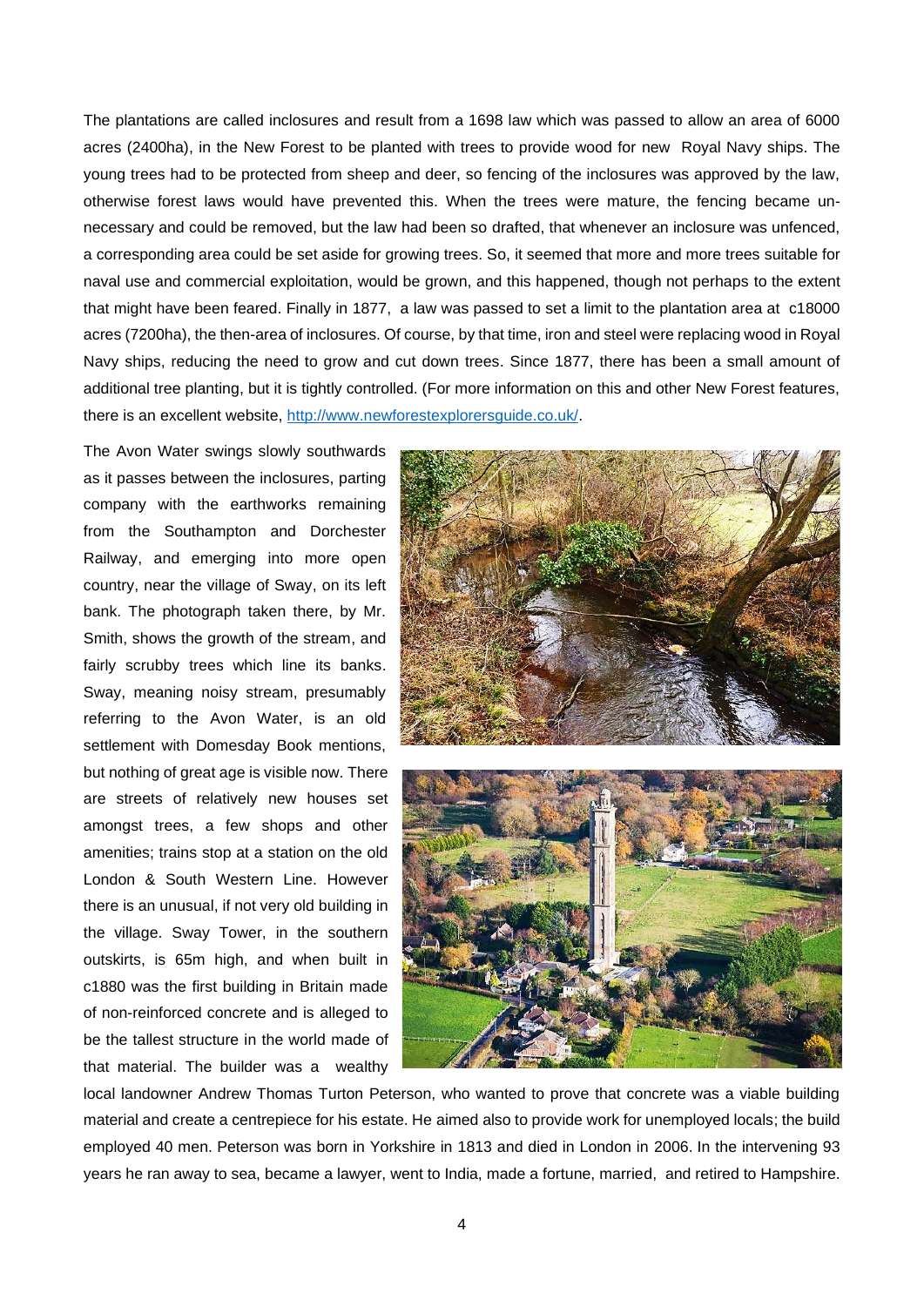The plantations are called inclosures and result from a 1698 law which was passed to allow an area of 6000 acres (2400ha), in the New Forest to be planted with trees to provide wood for new Royal Navy ships. The young trees had to be protected from sheep and deer, so fencing of the inclosures was approved by the law, otherwise forest laws would have prevented this. When the trees were mature, the fencing became un-necessary and could be removed, but the law had been so drafted, that whenever an inclosure was unfenced, a corresponding area could be set aside for growing trees. So, it seemed that more and more trees suitable for naval use and commercial exploitation, would be grown, and this happened, though not perhaps to the extent that might have been feared. Finally in 1877, a law was passed to set a limit to the plantation area at c18000 acres (7200ha), the then-area of inclosures. Of course, by that time, iron and steel were replacing wood in Royal Navy ships, reducing the need to grow and cut down trees. Since 1877, there has been a small amount of additional tree planting, but it is tightly controlled. (For more information on this and other New Forest features, there is an excellent website, [http://www.newforestexplorersguide.co.uk/](http://www.newforestexplorersguide.co.uk/).

The Avon Water swings slowly southwards as it passes between the inclosures, parting company with the earthworks remaining from the Southampton and Dorchester Railway, and emerging into more open country, near the village of Sway, on its left bank. The photograph taken there, by Mr. Smith, shows the growth of the stream, and fairly scrubby trees which line its banks. Sway, meaning noisy stream, presumably referring to the Avon Water, is an old settlement with Domesday Book mentions, but nothing of great age is visible now. There are streets of relatively new houses set amongst trees, a few shops and other amenities; trains stop at a station on the old London & South Western Line. However there is an unusual, if not very old building in the village. Sway Tower, in the southern outskirts, is 65m high, and when built in c1880 was the first building in Britain made of non-reinforced concrete and is alleged to be the tallest structure in the world made of that material. The builder was a wealthy local landowner Andrew Thomas Turton Peterson, who wanted to prove that concrete was a viable building material and create a centrepiece for his estate. He aimed also to provide work for unemployed locals; the build employed 40 men. Peterson was born in Yorkshire in 1813 and died in London in 2006. In the intervening 93 years he ran away to sea, became a lawyer, went to India, made a fortune, married, and retired to Hampshire.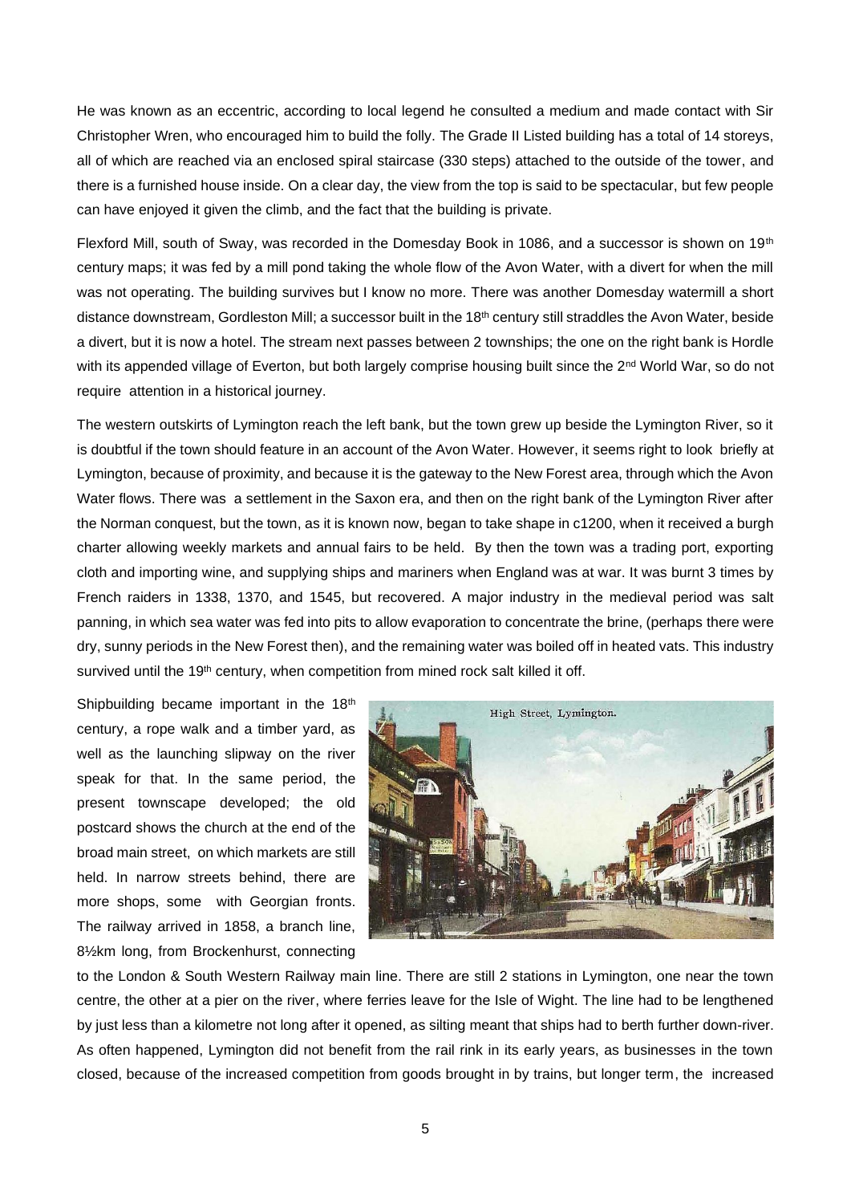He was known as an eccentric, according to local legend he consulted a medium and made contact with Sir Christopher Wren, who encouraged him to build the folly. The Grade II Listed building has a total of 14 storeys, all of which are reached via an enclosed spiral staircase (330 steps) attached to the outside of the tower, and there is a furnished house inside. On a clear day, the view from the top is said to be spectacular, but few people can have enjoyed it given the climb, and the fact that the building is private.

Flexford Mill, south of Sway, was recorded in the Domesday Book in 1086, and a successor is shown on 19th century maps; it was fed by a mill pond taking the whole flow of the Avon Water, with a divert for when the mill was not operating. The building survives but I know no more. There was another Domesday watermill a short distance downstream, Gordleston Mill; a successor built in the 18th century still straddles the Avon Water, beside a divert, but it is now a hotel. The stream next passes between 2 townships; the one on the right bank is Hordle with its appended village of Everton, but both largely comprise housing built since the 2nd World War, so do not require attention in a historical journey.

The western outskirts of Lymington reach the left bank, but the town grew up beside the Lymington River, so it is doubtful if the town should feature in an account of the Avon Water. However, it seems right to look briefly at Lymington, because of proximity, and because it is the gateway to the New Forest area, through which the Avon Water flows. There was a settlement in the Saxon era, and then on the right bank of the Lymington River after the Norman conquest, but the town, as it is known now, began to take shape in c1200, when it received a burgh charter allowing weekly markets and annual fairs to be held. By then the town was a trading port, exporting cloth and importing wine, and supplying ships and mariners when England was at war. It was burnt 3 times by French raiders in 1338, 1370, and 1545, but recovered. A major industry in the medieval period was salt panning, in which sea water was fed into pits to allow evaporation to concentrate the brine, (perhaps there were dry, sunny periods in the New Forest then), and the remaining water was boiled off in heated vats. This industry survived until the 19th century, when competition from mined rock salt killed it off.

Shipbuilding became important in the 18th century, a rope walk and a timber yard, as well as the launching slipway on the river speak for that. In the same period, the present townscape developed; the old postcard shows the church at the end of the broad main street, on which markets are still held. In narrow streets behind, there are more shops, some with Georgian fronts. The railway arrived in 1858, a branch line, 8½km long, from Brockenhurst, connecting to the London & South Western Railway main line. There are still 2 stations in Lymington, one near the town centre, the other at a pier on the river, where ferries leave for the Isle of Wight. The line had to be lengthened by just less than a kilometre not long after it opened, as silting meant that ships had to berth further down-river. As often happened, Lymington did not benefit from the rail rink in its early years, as businesses in the town closed, because of the increased competition from goods brought in by trains, but longer term, the increased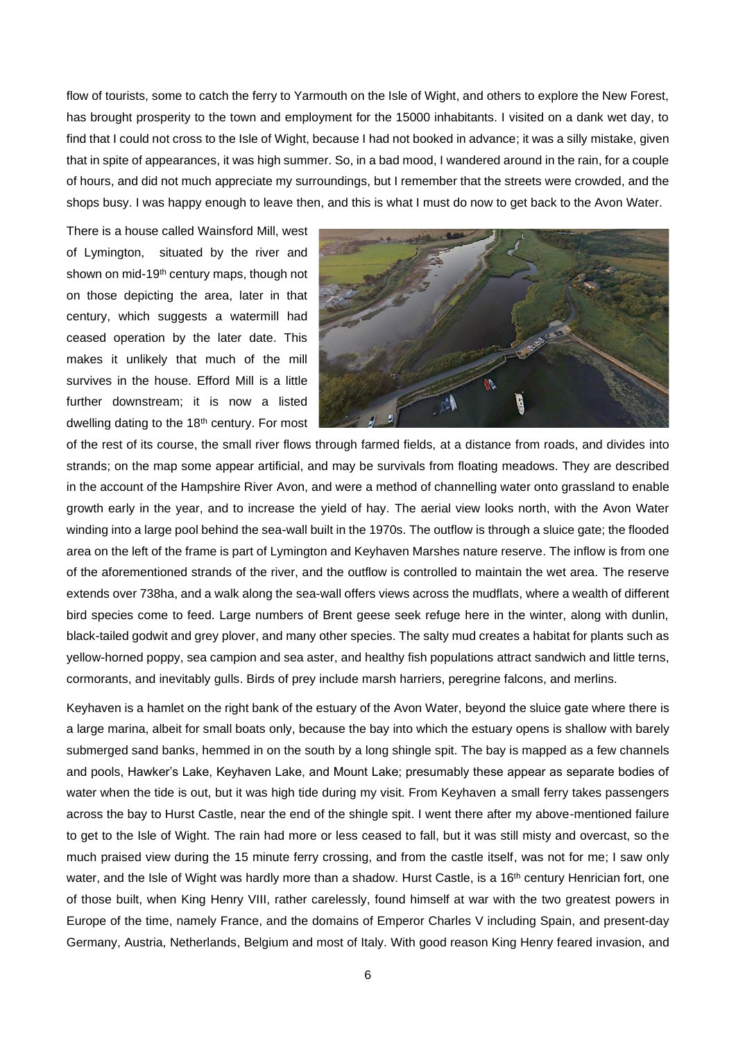flow of tourists, some to catch the ferry to Yarmouth on the Isle of Wight, and others to explore the New Forest, has brought prosperity to the town and employment for the 15000 inhabitants. I visited on a dank wet day, to find that I could not cross to the Isle of Wight, because I had not booked in advance; it was a silly mistake, given that in spite of appearances, it was high summer. So, in a bad mood, I wandered around in the rain, for a couple of hours, and did not much appreciate my surroundings, but I remember that the streets were crowded, and the shops busy. I was happy enough to leave then, and this is what I must do now to get back to the Avon Water.

There is a house called Wainsford Mill, west of Lymington, situated by the river and shown on mid-19th century maps, though not on those depicting the area, later in that century, which suggests a watermill had ceased operation by the later date. This makes it unlikely that much of the mill survives in the house. Efford Mill is a little further downstream; it is now a listed dwelling dating to the 18th century. For most of the rest of its course, the small river flows through farmed fields, at a distance from roads, and divides into strands; on the map some appear artificial, and may be survivals from floating meadows. They are described in the account of the Hampshire River Avon, and were a method of channelling water onto grassland to enable growth early in the year, and to increase the yield of hay. The aerial view looks north, with the Avon Water winding into a large pool behind the sea-wall built in the 1970s. The outflow is through a sluice gate; the flooded area on the left of the frame is part of Lymington and Keyhaven Marshes nature reserve. The inflow is from one of the aforementioned strands of the river, and the outflow is controlled to maintain the wet area. The reserve extends over 738ha, and a walk along the sea-wall offers views across the mudflats, where a wealth of different bird species come to feed. Large numbers of Brent geese seek refuge here in the winter, along with dunlin, black-tailed godwit and grey plover, and many other species. The salty mud creates a habitat for plants such as yellow-horned poppy, sea campion and sea aster, and healthy fish populations attract sandwich and little terns, cormorants, and inevitably gulls. Birds of prey include marsh harriers, peregrine falcons, and merlins.

Keyhaven is a hamlet on the right bank of the estuary of the Avon Water, beyond the sluice gate where there is a large marina, albeit for small boats only, because the bay into which the estuary opens is shallow with barely submerged sand banks, hemmed in on the south by a long shingle spit. The bay is mapped as a few channels and pools, Hawker's Lake, Keyhaven Lake, and Mount Lake; presumably these appear as separate bodies of water when the tide is out, but it was high tide during my visit. From Keyhaven a small ferry takes passengers across the bay to Hurst Castle, near the end of the shingle spit. I went there after my above-mentioned failure to get to the Isle of Wight. The rain had more or less ceased to fall, but it was still misty and overcast, so the much praised view during the 15 minute ferry crossing, and from the castle itself, was not for me; I saw only water, and the Isle of Wight was hardly more than a shadow. Hurst Castle, is a 16th century Henrician fort, one of those built, when King Henry VIII, rather carelessly, found himself at war with the two greatest powers in Europe of the time, namely France, and the domains of Emperor Charles V including Spain, and present-day Germany, Austria, Netherlands, Belgium and most of Italy. With good reason King Henry feared invasion, and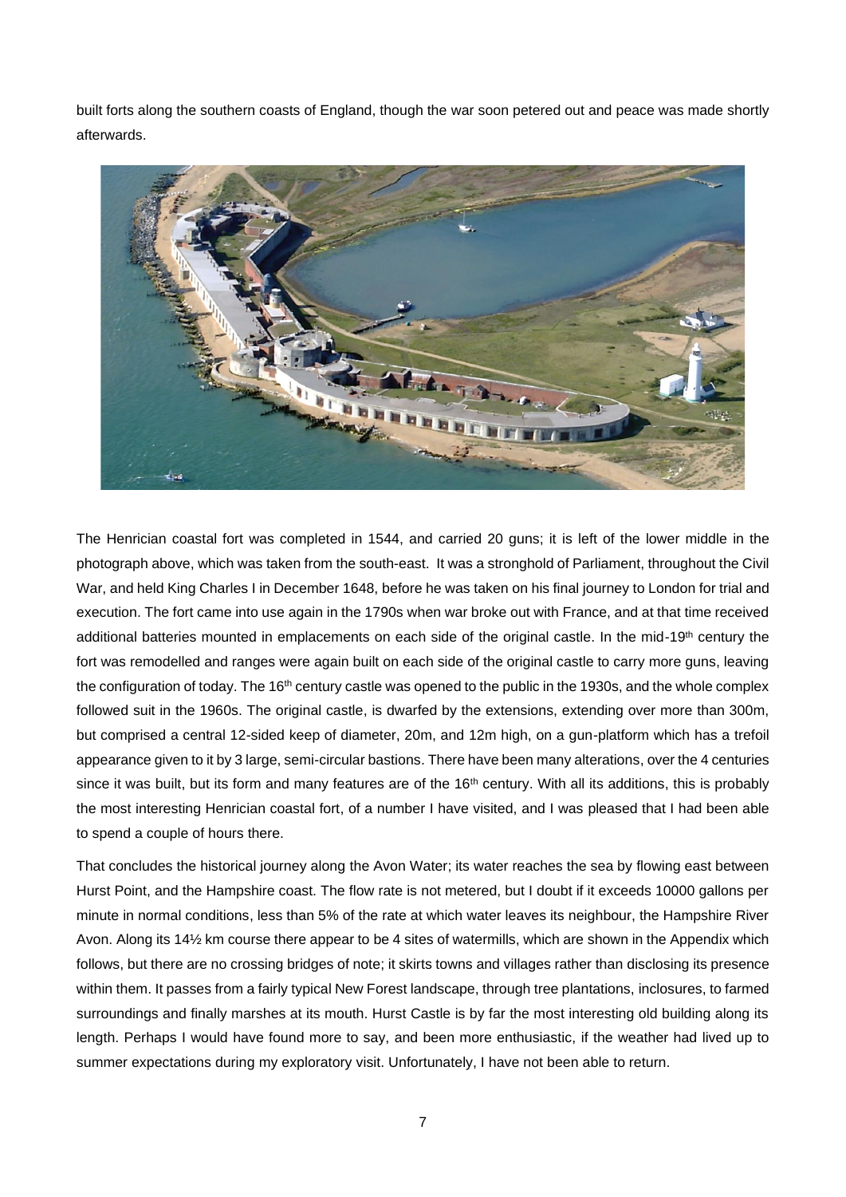built forts along the southern coasts of England, though the war soon petered out and peace was made shortly afterwards.

The Henrician coastal fort was completed in 1544, and carried 20 guns; it is left of the lower middle in the photograph above, which was taken from the south-east. It was a stronghold of Parliament, throughout the Civil War, and held King Charles I in December 1648, before he was taken on his final journey to London for trial and execution. The fort came into use again in the 1790s when war broke out with France, and at that time received additional batteries mounted in emplacements on each side of the original castle. In the mid-19th century the fort was remodelled and ranges were again built on each side of the original castle to carry more guns, leaving the configuration of today. The 16th century castle was opened to the public in the 1930s, and the whole complex followed suit in the 1960s. The original castle, is dwarfed by the extensions, extending over more than 300m, but comprised a central 12-sided keep of diameter, 20m, and 12m high, on a gun-platform which has a trefoil appearance given to it by 3 large, semi-circular bastions. There have been many alterations, over the 4 centuries since it was built, but its form and many features are of the 16th century. With all its additions, this is probably the most interesting Henrician coastal fort, of a number I have visited, and I was pleased that I had been able to spend a couple of hours there.

That concludes the historical journey along the Avon Water; its water reaches the sea by flowing east between Hurst Point, and the Hampshire coast. The flow rate is not metered, but I doubt if it exceeds 10000 gallons per minute in normal conditions, less than 5% of the rate at which water leaves its neighbour, the Hampshire River Avon. Along its 14½ km course there appear to be 4 sites of watermills, which are shown in the Appendix which follows, but there are no crossing bridges of note; it skirts towns and villages rather than disclosing its presence within them. It passes from a fairly typical New Forest landscape, through tree plantations, inclosures, to farmed surroundings and finally marshes at its mouth. Hurst Castle is by far the most interesting old building along its length. Perhaps I would have found more to say, and been more enthusiastic, if the weather had lived up to summer expectations during my exploratory visit. Unfortunately, I have not been able to return.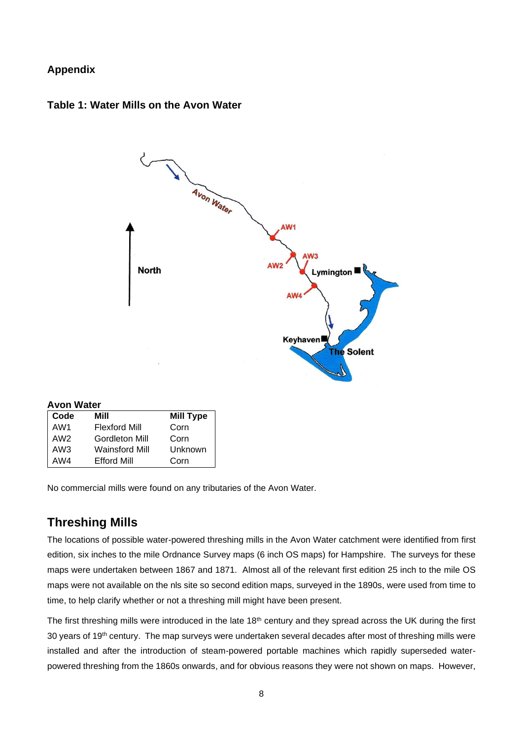## Appendix

### Table 1: Water Mills on the Avon Water

**Avon Water**

| Code | Mill | Mill Type |
|---|---|---|
| AW1 | Flexford Mill | Corn |
| AW2 | Gordleton Mill | Corn |
| AW3 | Wainsford Mill | Unknown |
| AW4 | Efford Mill | Corn |

No commercial mills were found on any tributaries of the Avon Water.

## Threshing Mills

The locations of possible water-powered threshing mills in the Avon Water catchment were identified from first edition, six inches to the mile Ordnance Survey maps (6 inch OS maps) for Hampshire. The surveys for these maps were undertaken between 1867 and 1871. Almost all of the relevant first edition 25 inch to the mile OS maps were not available on the nls site so second edition maps, surveyed in the 1890s, were used from time to time, to help clarify whether or not a threshing mill might have been present.

The first threshing mills were introduced in the late 18th century and they spread across the UK during the first 30 years of 19th century. The map surveys were undertaken several decades after most of threshing mills were installed and after the introduction of steam-powered portable machines which rapidly superseded water-powered threshing from the 1860s onwards, and for obvious reasons they were not shown on maps. However,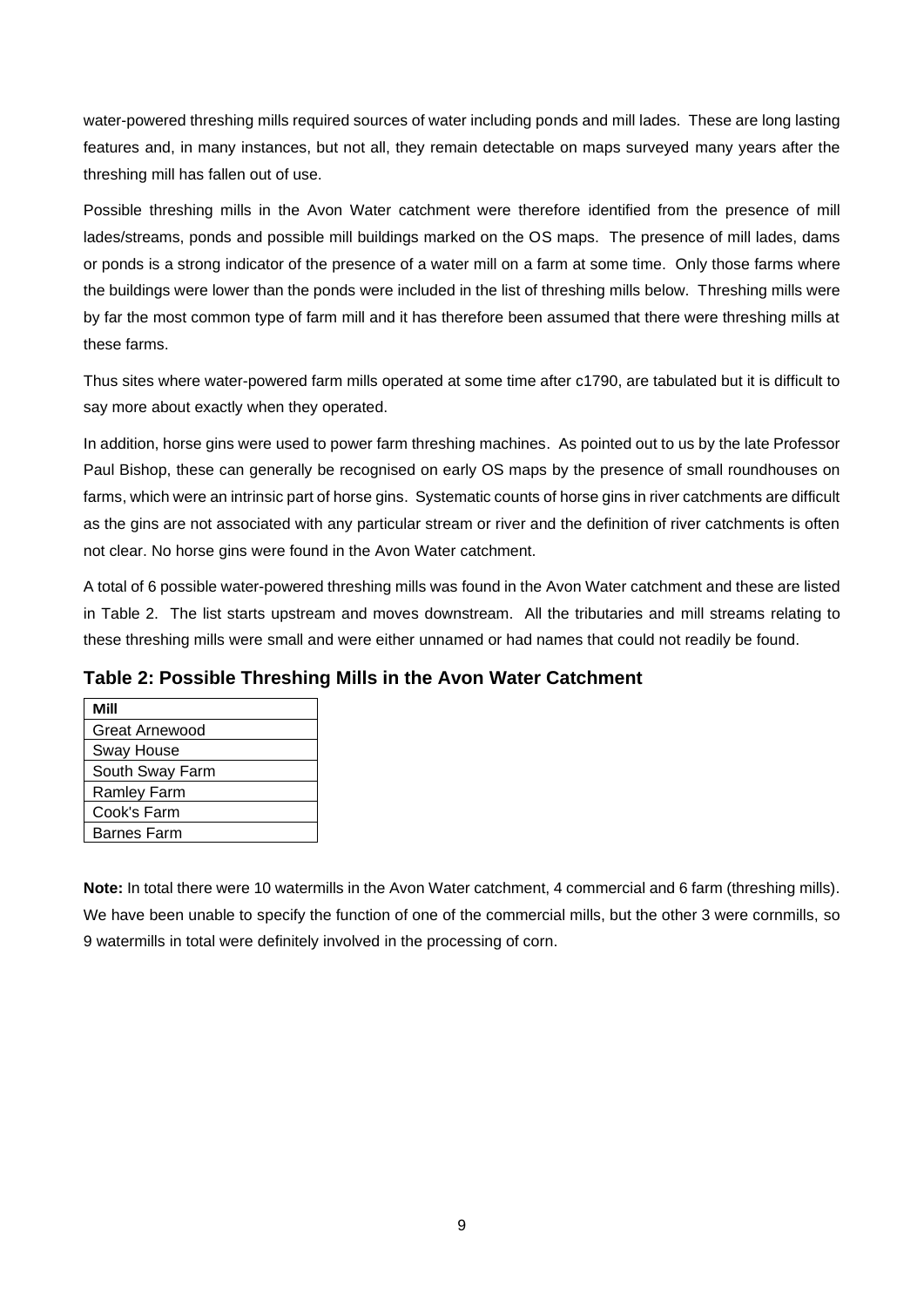water-powered threshing mills required sources of water including ponds and mill lades. These are long lasting features and, in many instances, but not all, they remain detectable on maps surveyed many years after the threshing mill has fallen out of use.

Possible threshing mills in the Avon Water catchment were therefore identified from the presence of mill lades/streams, ponds and possible mill buildings marked on the OS maps. The presence of mill lades, dams or ponds is a strong indicator of the presence of a water mill on a farm at some time. Only those farms where the buildings were lower than the ponds were included in the list of threshing mills below. Threshing mills were by far the most common type of farm mill and it has therefore been assumed that there were threshing mills at these farms.

Thus sites where water-powered farm mills operated at some time after c1790, are tabulated but it is difficult to say more about exactly when they operated.

In addition, horse gins were used to power farm threshing machines. As pointed out to us by the late Professor Paul Bishop, these can generally be recognised on early OS maps by the presence of small roundhouses on farms, which were an intrinsic part of horse gins. Systematic counts of horse gins in river catchments are difficult as the gins are not associated with any particular stream or river and the definition of river catchments is often not clear. No horse gins were found in the Avon Water catchment.

A total of 6 possible water-powered threshing mills was found in the Avon Water catchment and these are listed in Table 2. The list starts upstream and moves downstream. All the tributaries and mill streams relating to these threshing mills were small and were either unnamed or had names that could not readily be found.

### Table 2: Possible Threshing Mills in the Avon Water Catchment

| Mill |
|---|
| Great Arnewood |
| Sway House |
| South Sway Farm |
| Ramley Farm |
| Cook's Farm |
| Barnes Farm |

**Note:** In total there were 10 watermills in the Avon Water catchment, 4 commercial and 6 farm (threshing mills). We have been unable to specify the function of one of the commercial mills, but the other 3 were cornmills, so 9 watermills in total were definitely involved in the processing of corn.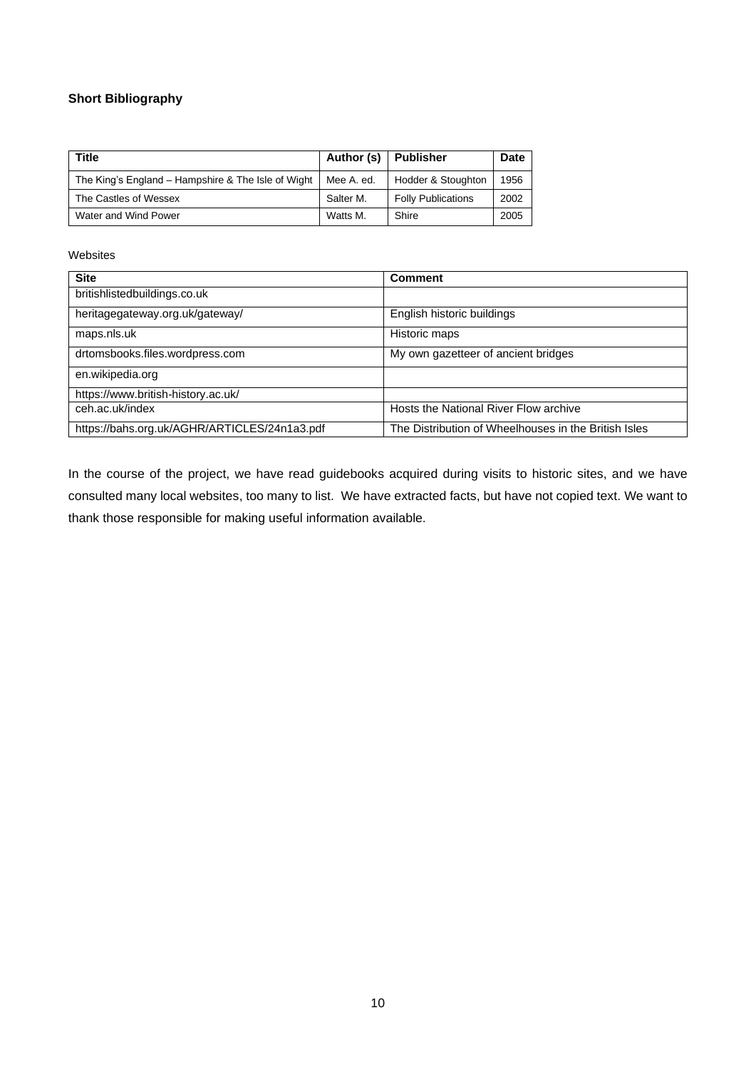**Short Bibliography**

| Title | Author (s) | Publisher | Date |
|---|---|---|---|
| The King's England – Hampshire & The Isle of Wight | Mee A. ed. | Hodder & Stoughton | 1956 |
| The Castles of Wessex | Salter M. | Folly Publications | 2002 |
| Water and Wind Power | Watts M. | Shire | 2005 |

Websites

| Site | Comment |
|---|---|
| britishlistedbuildings.co.uk | |
| heritagegateway.org.uk/gateway/ | English historic buildings |
| maps.nls.uk | Historic maps |
| drtomsbooks.files.wordpress.com | My own gazetteer of ancient bridges |
| en.wikipedia.org | |
| https://www.british-history.ac.uk/ | |
| ceh.ac.uk/index | Hosts the National River Flow archive |
| https://bahs.org.uk/AGHR/ARTICLES/24n1a3.pdf | The Distribution of Wheelhouses in the British Isles |

In the course of the project, we have read guidebooks acquired during visits to historic sites, and we have consulted many local websites, too many to list. We have extracted facts, but have not copied text. We want to thank those responsible for making useful information available.